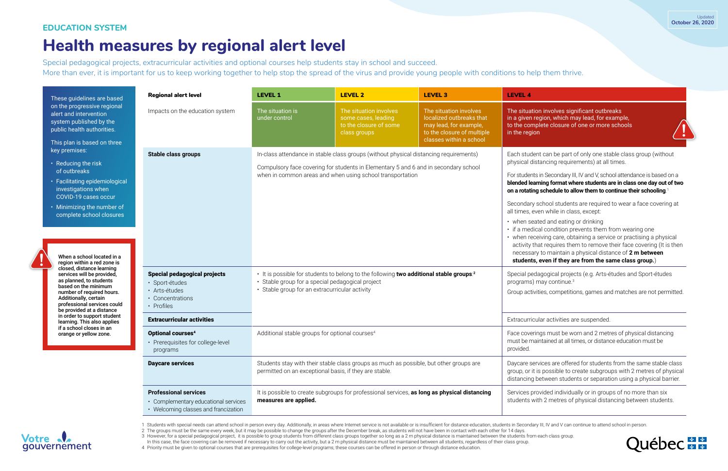Updated **October 26, 2020**

EDUCATION SYSTEM

# Health measures by regional alert level

Special pedagogical projects, extracurricular activities and optional courses help students stay in school and succeed.
More than ever, it is important for us to keep working together to help stop the spread of the virus and provide young people with conditions to help them thrive.

These guidelines are based on the progressive regional alert and intervention system published by the public health authorities.

This plan is based on three key premises:

- Reducing the risk of outbreaks
- Facilitating epidemiological investigations when COVID-19 cases occur
- Minimizing the number of complete school closures

**When a school located in a region within a red zone is closed, distance learning services will be provided, as planned, to students based on the minimum number of required hours. Additionally, certain professional services could be provided at a distance in order to support student learning. This also applies if a school closes in an orange or yellow zone.**

| **Regional alert level** | **LEVEL 1** | **LEVEL 2** | **LEVEL 3** | **LEVEL 4** |
|---|---|---|---|---|
| Impacts on the education system | The situation is under control | The situation involves some cases, leading to the closure of some class groups | The situation involves localized outbreaks that may lead, for example, to the closure of multiple classes within a school | The situation involves significant outbreaks in a given region, which may lead, for example, to the complete closure of one or more schools in the region |
| **Stable class groups** | In-class attendance in stable class groups (without physical distancing requirements)<br>Compulsory face covering for students in Elementary 5 and 6 and in secondary school when in common areas and when using school transportation | | | Each student can be part of only one stable class group (without physical distancing requirements) at all times.<br>For students in Secondary III, IV and V, school attendance is based on a **blended learning format where students are in class one day out of two on a rotating schedule to allow them to continue their schooling**.[1]<br>Secondary school students are required to wear a face covering at all times, even while in class, except:<br>• when seated and eating or drinking<br>• if a medical condition prevents them from wearing one<br>• when receiving care, obtaining a service or practising a physical activity that requires them to remove their face covering (It is then necessary to maintain a physical distance of **2 m between students, even if they are from the same class group.**) |
| **Special pedagogical projects**<br>• Sport-études<br>• Arts-études<br>• Concentrations<br>• Profiles | • It is possible for students to belong to the following **two additional stable groups**:[2]<br>• Stable group for a special pedagogical project<br>• Stable group for an extracurricular activity | | | Special pedagogical projects (e.g. Arts-études and Sport-études programs) may continue.[3]<br>Group activities, competitions, games and matches are not permitted. |
| **Extracurricular activities** | | | | Extracurricular activities are suspended. |
| **Optional courses**[4]<br>• Prerequisites for college-level programs | Additional stable groups for optional courses[4] | | | Face coverings must be worn and 2 metres of physical distancing must be maintained at all times, or distance education must be provided. |
| **Daycare services** | Students stay with their stable class groups as much as possible, but other groups are permitted on an exceptional basis, if they are stable. | | | Daycare services are offered for students from the same stable class group, or it is possible to create subgroups with 2 metres of physical distancing between students or separation using a physical barrier. |
| **Professional services**<br>• Complementary educational services<br>• Welcoming classes and francization | It is possible to create subgroups for professional services, **as long as physical distancing measures are applied.** | | | Services provided individually or in groups of no more than six students with 2 metres of physical distancing between students. |

1 Students with special needs can attend school in person every day. Additionally, in areas where Internet service is not available or is insufficient for distance education, students in Secondary III, IV and V can continue to attend school in person.
2 The groups must be the same every week, but it may be possible to change the groups after the December break, as students will not have been in contact with each other for 14 days.
3 However, for a special pedagogical project, it is possible to group students from different class groups together so long as a 2 m physical distance is maintained between the students from each class group. In this case, the face covering can be removed if necessary to carry out the activity, but a 2 m physical distance must be maintained between all students, regardless of their class group.
4 Priority must be given to optional courses that are prerequisites for college-level programs; these courses can be offered in person or through distance education.

Votre gouvernement

Québec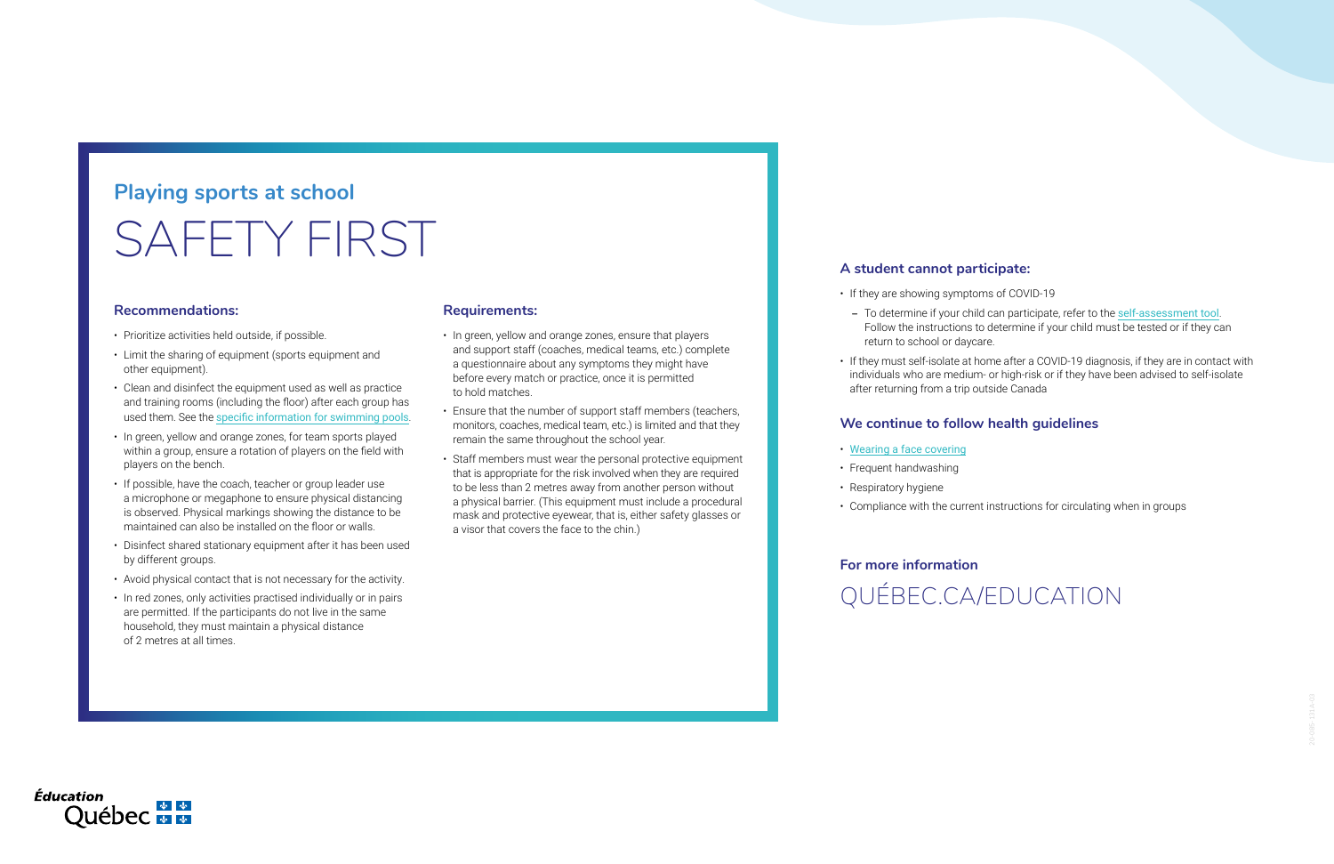## Playing sports at school

# SAFETY FIRST

### Recommendations:

- Prioritize activities held outside, if possible.
- Limit the sharing of equipment (sports equipment and other equipment).
- Clean and disinfect the equipment used as well as practice and training rooms (including the floor) after each group has used them. See the specific information for swimming pools.
- In green, yellow and orange zones, for team sports played within a group, ensure a rotation of players on the field with players on the bench.
- If possible, have the coach, teacher or group leader use a microphone or megaphone to ensure physical distancing is observed. Physical markings showing the distance to be maintained can also be installed on the floor or walls.
- Disinfect shared stationary equipment after it has been used by different groups.
- Avoid physical contact that is not necessary for the activity.
- In red zones, only activities practised individually or in pairs are permitted. If the participants do not live in the same household, they must maintain a physical distance of 2 metres at all times.

### Requirements:

- In green, yellow and orange zones, ensure that players and support staff (coaches, medical teams, etc.) complete a questionnaire about any symptoms they might have before every match or practice, once it is permitted to hold matches.
- Ensure that the number of support staff members (teachers, monitors, coaches, medical team, etc.) is limited and that they remain the same throughout the school year.
- Staff members must wear the personal protective equipment that is appropriate for the risk involved when they are required to be less than 2 metres away from another person without a physical barrier. (This equipment must include a procedural mask and protective eyewear, that is, either safety glasses or a visor that covers the face to the chin.)

### A student cannot participate:

- If they are showing symptoms of COVID-19
  - To determine if your child can participate, refer to the self-assessment tool. Follow the instructions to determine if your child must be tested or if they can return to school or daycare.
- If they must self-isolate at home after a COVID-19 diagnosis, if they are in contact with individuals who are medium- or high-risk or if they have been advised to self-isolate after returning from a trip outside Canada

### We continue to follow health guidelines

- Wearing a face covering
- Frequent handwashing
- Respiratory hygiene
- Compliance with the current instructions for circulating when in groups

### For more information

QUÉBEC.CA/EDUCATION

Éducation Québec